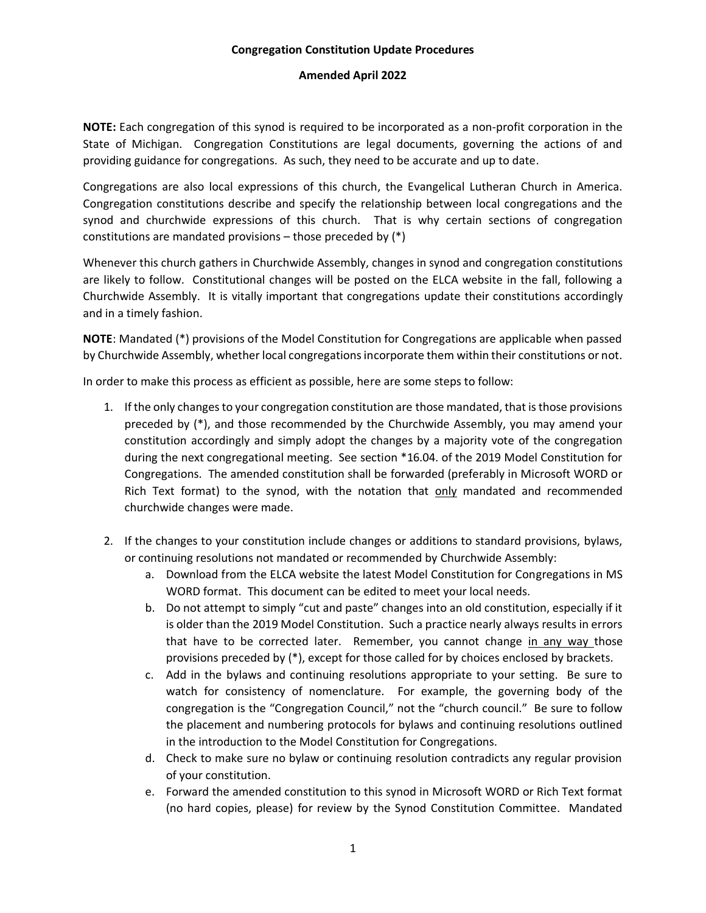**Congregation Constitution Update Procedures**

**Amended April 2022**

**NOTE:** Each congregation of this synod is required to be incorporated as a non-profit corporation in the State of Michigan. Congregation Constitutions are legal documents, governing the actions of and providing guidance for congregations. As such, they need to be accurate and up to date.

Congregations are also local expressions of this church, the Evangelical Lutheran Church in America. Congregation constitutions describe and specify the relationship between local congregations and the synod and churchwide expressions of this church. That is why certain sections of congregation constitutions are mandated provisions – those preceded by (*)

Whenever this church gathers in Churchwide Assembly, changes in synod and congregation constitutions are likely to follow. Constitutional changes will be posted on the ELCA website in the fall, following a Churchwide Assembly. It is vitally important that congregations update their constitutions accordingly and in a timely fashion.

**NOTE**: Mandated (*) provisions of the Model Constitution for Congregations are applicable when passed by Churchwide Assembly, whether local congregations incorporate them within their constitutions or not.

In order to make this process as efficient as possible, here are some steps to follow:

1. If the only changes to your congregation constitution are those mandated, that is those provisions preceded by (*), and those recommended by the Churchwide Assembly, you may amend your constitution accordingly and simply adopt the changes by a majority vote of the congregation during the next congregational meeting. See section *16.04. of the 2019 Model Constitution for Congregations. The amended constitution shall be forwarded (preferably in Microsoft WORD or Rich Text format) to the synod, with the notation that <u>only</u> mandated and recommended churchwide changes were made.

2. If the changes to your constitution include changes or additions to standard provisions, bylaws, or continuing resolutions not mandated or recommended by Churchwide Assembly:
   a. Download from the ELCA website the latest Model Constitution for Congregations in MS WORD format. This document can be edited to meet your local needs.
   b. Do not attempt to simply "cut and paste" changes into an old constitution, especially if it is older than the 2019 Model Constitution. Such a practice nearly always results in errors that have to be corrected later. Remember, you cannot change <u>in any way</u> those provisions preceded by (*), except for those called for by choices enclosed by brackets.
   c. Add in the bylaws and continuing resolutions appropriate to your setting. Be sure to watch for consistency of nomenclature. For example, the governing body of the congregation is the "Congregation Council," not the "church council." Be sure to follow the placement and numbering protocols for bylaws and continuing resolutions outlined in the introduction to the Model Constitution for Congregations.
   d. Check to make sure no bylaw or continuing resolution contradicts any regular provision of your constitution.
   e. Forward the amended constitution to this synod in Microsoft WORD or Rich Text format (no hard copies, please) for review by the Synod Constitution Committee. Mandated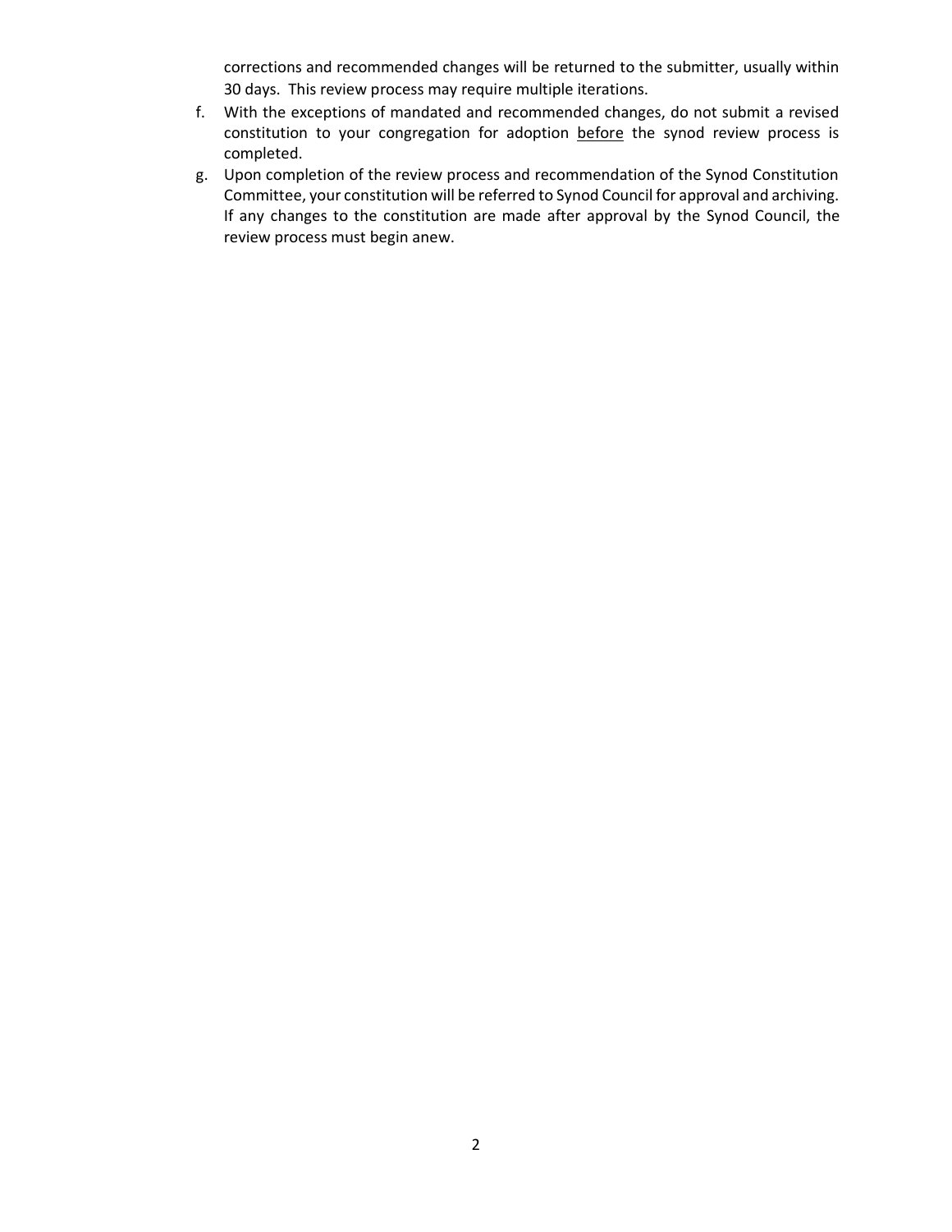corrections and recommended changes will be returned to the submitter, usually within 30 days. This review process may require multiple iterations.

f. With the exceptions of mandated and recommended changes, do not submit a revised constitution to your congregation for adoption <u>before</u> the synod review process is completed.

g. Upon completion of the review process and recommendation of the Synod Constitution Committee, your constitution will be referred to Synod Council for approval and archiving. If any changes to the constitution are made after approval by the Synod Council, the review process must begin anew.